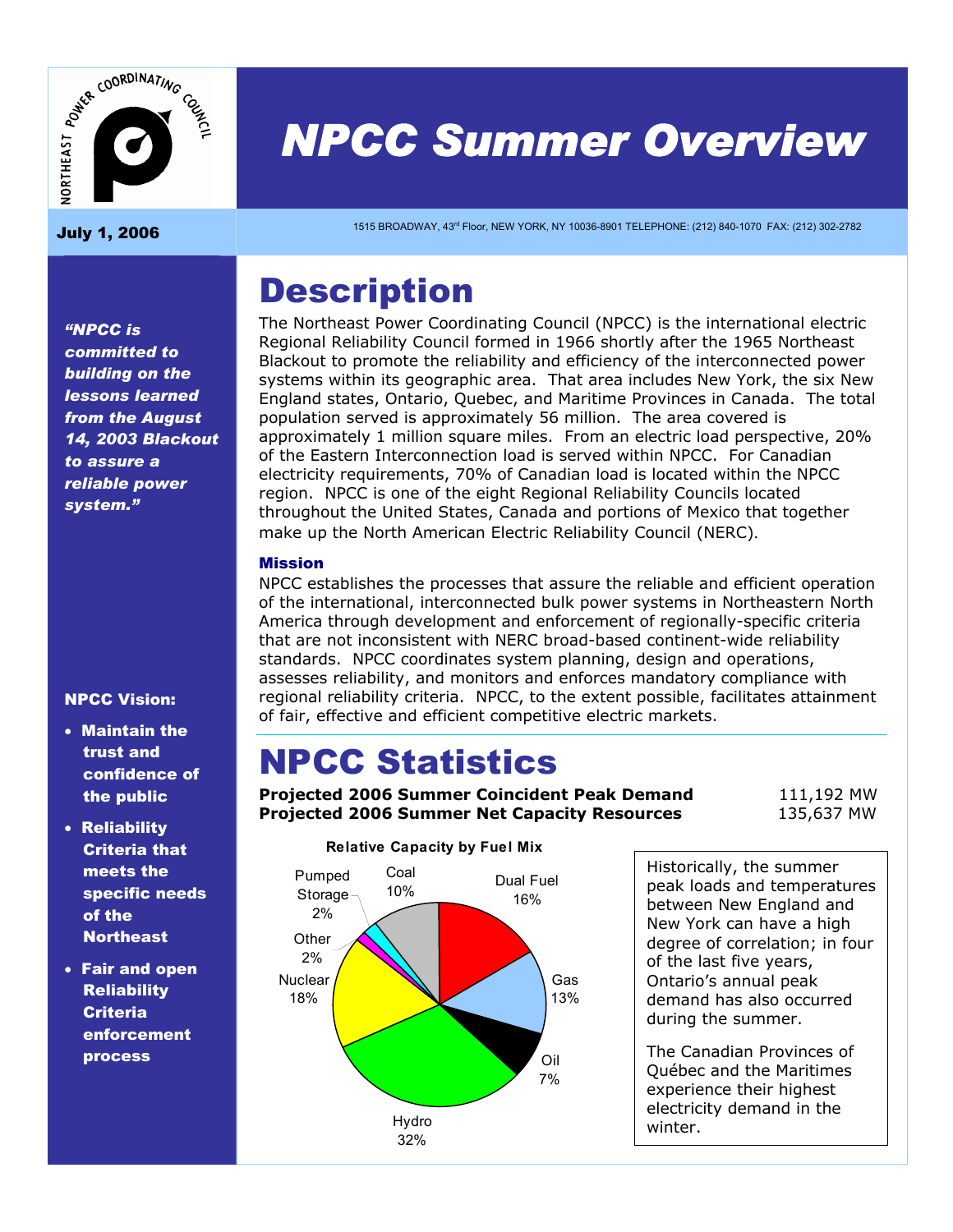# NPCC Summer Overview

**July 1, 2006**

1515 BROADWAY, 43rd Floor, NEW YORK, NY 10036-8901 TELEPHONE: (212) 840-1070 FAX: (212) 302-2782

***"NPCC is committed to building on the lessons learned from the August 14, 2003 Blackout to assure a reliable power system."***

**NPCC Vision:**

- **Maintain the trust and confidence of the public**
- **Reliability Criteria that meets the specific needs of the Northeast**
- **Fair and open Reliability Criteria enforcement process**

# Description

The Northeast Power Coordinating Council (NPCC) is the international electric Regional Reliability Council formed in 1966 shortly after the 1965 Northeast Blackout to promote the reliability and efficiency of the interconnected power systems within its geographic area. That area includes New York, the six New England states, Ontario, Quebec, and Maritime Provinces in Canada. The total population served is approximately 56 million. The area covered is approximately 1 million square miles. From an electric load perspective, 20% of the Eastern Interconnection load is served within NPCC. For Canadian electricity requirements, 70% of Canadian load is located within the NPCC region. NPCC is one of the eight Regional Reliability Councils located throughout the United States, Canada and portions of Mexico that together make up the North American Electric Reliability Council (NERC).

### Mission

NPCC establishes the processes that assure the reliable and efficient operation of the international, interconnected bulk power systems in Northeastern North America through development and enforcement of regionally-specific criteria that are not inconsistent with NERC broad-based continent-wide reliability standards. NPCC coordinates system planning, design and operations, assesses reliability, and monitors and enforces mandatory compliance with regional reliability criteria. NPCC, to the extent possible, facilitates attainment of fair, effective and efficient competitive electric markets.

# NPCC Statistics

| | |
|---|---|
| **Projected 2006 Summer Coincident Peak Demand** | 111,192 MW |
| **Projected 2006 Summer Net Capacity Resources** | 135,637 MW |

**Relative Capacity by Fuel Mix**

| Fuel | Share |
|---|---|
| Dual Fuel | 16% |
| Gas | 13% |
| Oil | 7% |
| Hydro | 32% |
| Nuclear | 18% |
| Other | 2% |
| Pumped Storage | 2% |
| Coal | 10% |

Historically, the summer peak loads and temperatures between New England and New York can have a high degree of correlation; in four of the last five years, Ontario's annual peak demand has also occurred during the summer.

The Canadian Provinces of Québec and the Maritimes experience their highest electricity demand in the winter.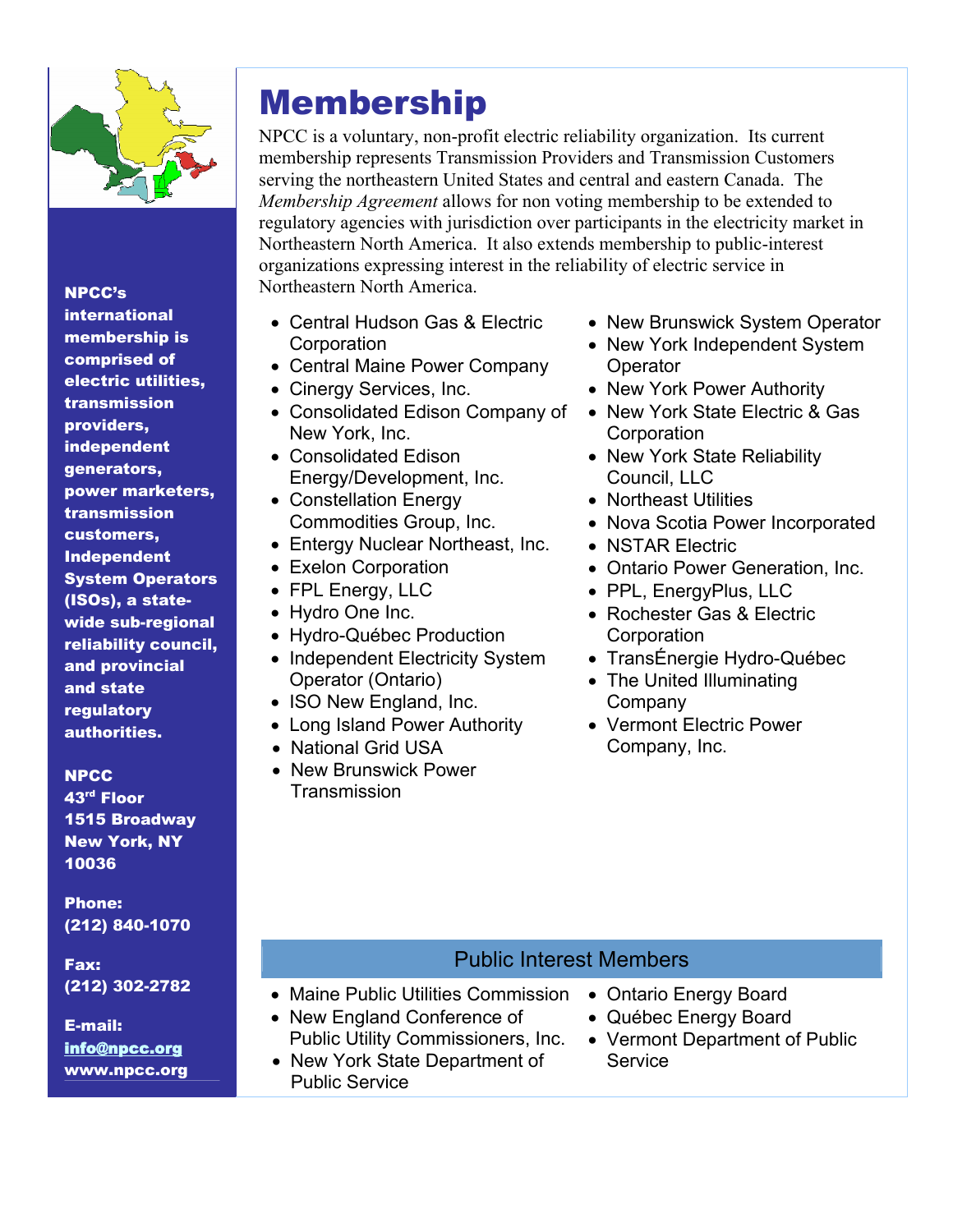# Membership

NPCC is a voluntary, non-profit electric reliability organization. Its current membership represents Transmission Providers and Transmission Customers serving the northeastern United States and central and eastern Canada. The *Membership Agreement* allows for non voting membership to be extended to regulatory agencies with jurisdiction over participants in the electricity market in Northeastern North America. It also extends membership to public-interest organizations expressing interest in the reliability of electric service in Northeastern North America.

- Central Hudson Gas & Electric Corporation
- Central Maine Power Company
- Cinergy Services, Inc.
- Consolidated Edison Company of New York, Inc.
- Consolidated Edison Energy/Development, Inc.
- Constellation Energy Commodities Group, Inc.
- Entergy Nuclear Northeast, Inc.
- Exelon Corporation
- FPL Energy, LLC
- Hydro One Inc.
- Hydro-Québec Production
- Independent Electricity System Operator (Ontario)
- ISO New England, Inc.
- Long Island Power Authority
- National Grid USA
- New Brunswick Power Transmission
- New Brunswick System Operator
- New York Independent System Operator
- New York Power Authority
- New York State Electric & Gas Corporation
- New York State Reliability Council, LLC
- Northeast Utilities
- Nova Scotia Power Incorporated
- NSTAR Electric
- Ontario Power Generation, Inc.
- PPL, EnergyPlus, LLC
- Rochester Gas & Electric Corporation
- TransÉnergie Hydro-Québec
- The United Illuminating Company
- Vermont Electric Power Company, Inc.

## Public Interest Members

- Maine Public Utilities Commission
- New England Conference of Public Utility Commissioners, Inc.
- New York State Department of Public Service
- Ontario Energy Board
- Québec Energy Board
- Vermont Department of Public Service

**NPCC's international membership is comprised of electric utilities, transmission providers, independent generators, power marketers, transmission customers, Independent System Operators (ISOs), a state-wide sub-regional reliability council, and provincial and state regulatory authorities.**

**NPCC**
**43rd Floor**
**1515 Broadway**
**New York, NY**
**10036**

**Phone:**
**(212) 840-1070**

**Fax:**
**(212) 302-2782**

**E-mail:**
**info@npcc.org**
**www.npcc.org**